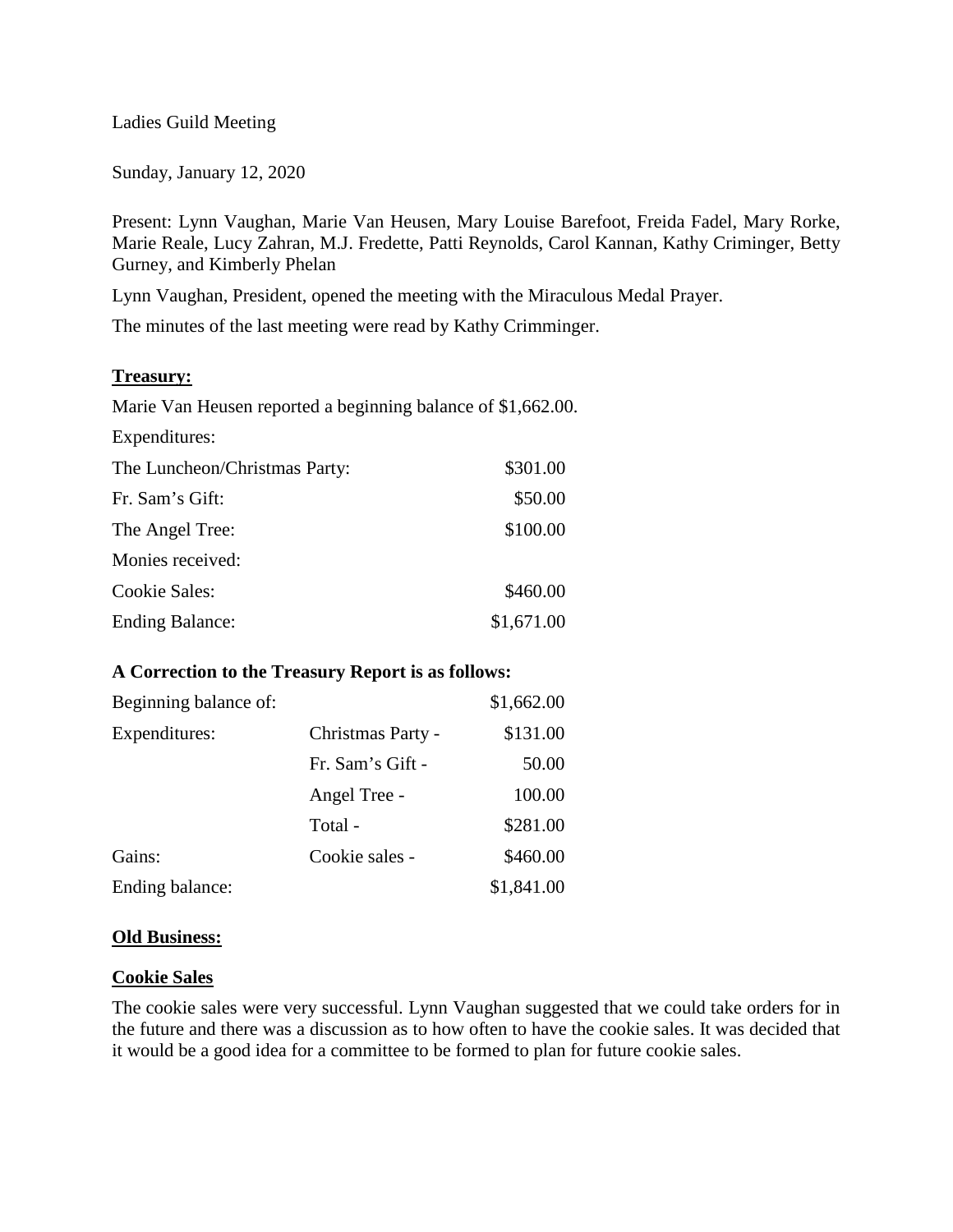Ladies Guild Meeting

Sunday, January 12, 2020

Present: Lynn Vaughan, Marie Van Heusen, Mary Louise Barefoot, Freida Fadel, Mary Rorke, Marie Reale, Lucy Zahran, M.J. Fredette, Patti Reynolds, Carol Kannan, Kathy Criminger, Betty Gurney, and Kimberly Phelan

Lynn Vaughan, President, opened the meeting with the Miraculous Medal Prayer.

The minutes of the last meeting were read by Kathy Crimminger.

## **Treasury:**

Marie Van Heusen reported a beginning balance of $1,662.00.

| | |
|---|---|
| Expenditures: | |
| The Luncheon/Christmas Party: | $301.00 |
| Fr. Sam's Gift: | $50.00 |
| The Angel Tree: | $100.00 |
| Monies received: | |
| Cookie Sales: | $460.00 |
| Ending Balance: | $1,671.00 |

### **A Correction to the Treasury Report is as follows:**

| | | |
|---|---|---|
| Beginning balance of: | | $1,662.00 |
| Expenditures: | Christmas Party - | $131.00 |
| | Fr. Sam's Gift - | 50.00 |
| | Angel Tree - | 100.00 |
| | Total - | $281.00 |
| Gains: | Cookie sales - | $460.00 |
| Ending balance: | | $1,841.00 |

## **Old Business:**

### **Cookie Sales**

The cookie sales were very successful. Lynn Vaughan suggested that we could take orders for in the future and there was a discussion as to how often to have the cookie sales. It was decided that it would be a good idea for a committee to be formed to plan for future cookie sales.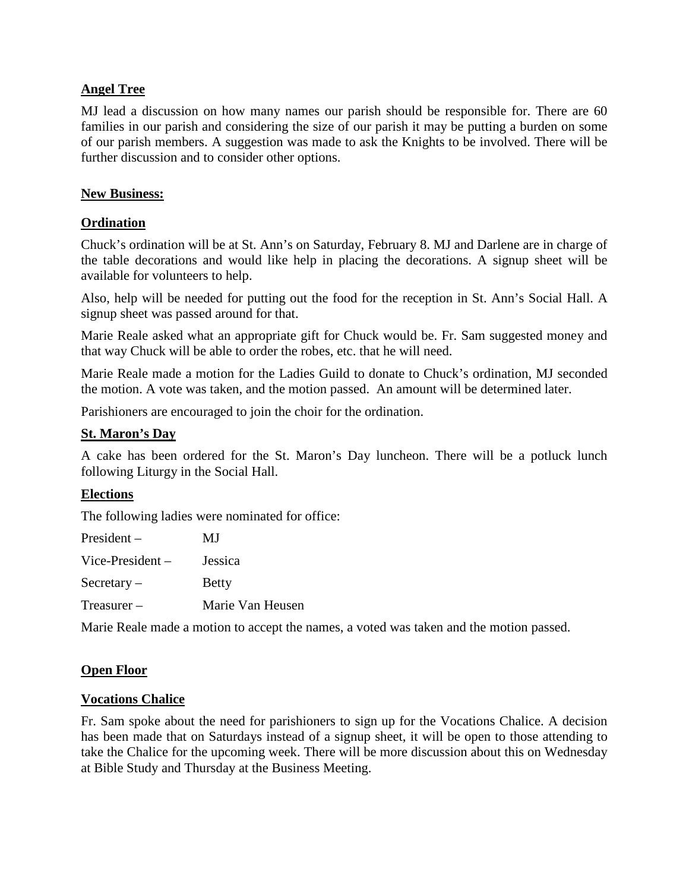**Angel Tree**

MJ lead a discussion on how many names our parish should be responsible for. There are 60 families in our parish and considering the size of our parish it may be putting a burden on some of our parish members. A suggestion was made to ask the Knights to be involved. There will be further discussion and to consider other options.

**New Business:**

**Ordination**

Chuck's ordination will be at St. Ann's on Saturday, February 8. MJ and Darlene are in charge of the table decorations and would like help in placing the decorations. A signup sheet will be available for volunteers to help.

Also, help will be needed for putting out the food for the reception in St. Ann's Social Hall. A signup sheet was passed around for that.

Marie Reale asked what an appropriate gift for Chuck would be. Fr. Sam suggested money and that way Chuck will be able to order the robes, etc. that he will need.

Marie Reale made a motion for the Ladies Guild to donate to Chuck's ordination, MJ seconded the motion. A vote was taken, and the motion passed. An amount will be determined later.

Parishioners are encouraged to join the choir for the ordination.

**St. Maron's Day**

A cake has been ordered for the St. Maron's Day luncheon. There will be a potluck lunch following Liturgy in the Social Hall.

**Elections**

The following ladies were nominated for office:

President – MJ

Vice-President – Jessica

Secretary – Betty

Treasurer – Marie Van Heusen

Marie Reale made a motion to accept the names, a voted was taken and the motion passed.

**Open Floor**

**Vocations Chalice**

Fr. Sam spoke about the need for parishioners to sign up for the Vocations Chalice. A decision has been made that on Saturdays instead of a signup sheet, it will be open to those attending to take the Chalice for the upcoming week. There will be more discussion about this on Wednesday at Bible Study and Thursday at the Business Meeting.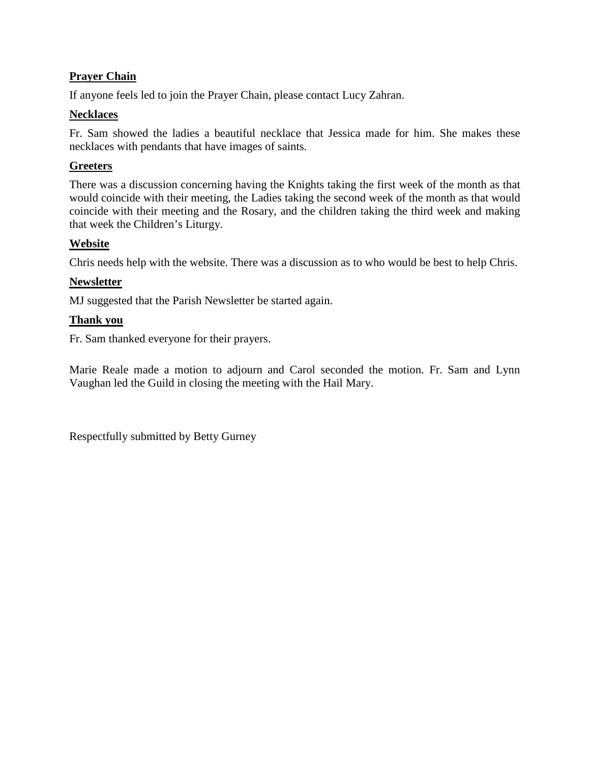**Prayer Chain**

If anyone feels led to join the Prayer Chain, please contact Lucy Zahran.

**Necklaces**

Fr. Sam showed the ladies a beautiful necklace that Jessica made for him. She makes these necklaces with pendants that have images of saints.

**Greeters**

There was a discussion concerning having the Knights taking the first week of the month as that would coincide with their meeting, the Ladies taking the second week of the month as that would coincide with their meeting and the Rosary, and the children taking the third week and making that week the Children's Liturgy.

**Website**

Chris needs help with the website. There was a discussion as to who would be best to help Chris.

**Newsletter**

MJ suggested that the Parish Newsletter be started again.

**Thank you**

Fr. Sam thanked everyone for their prayers.

Marie Reale made a motion to adjourn and Carol seconded the motion. Fr. Sam and Lynn Vaughan led the Guild in closing the meeting with the Hail Mary.

Respectfully submitted by Betty Gurney